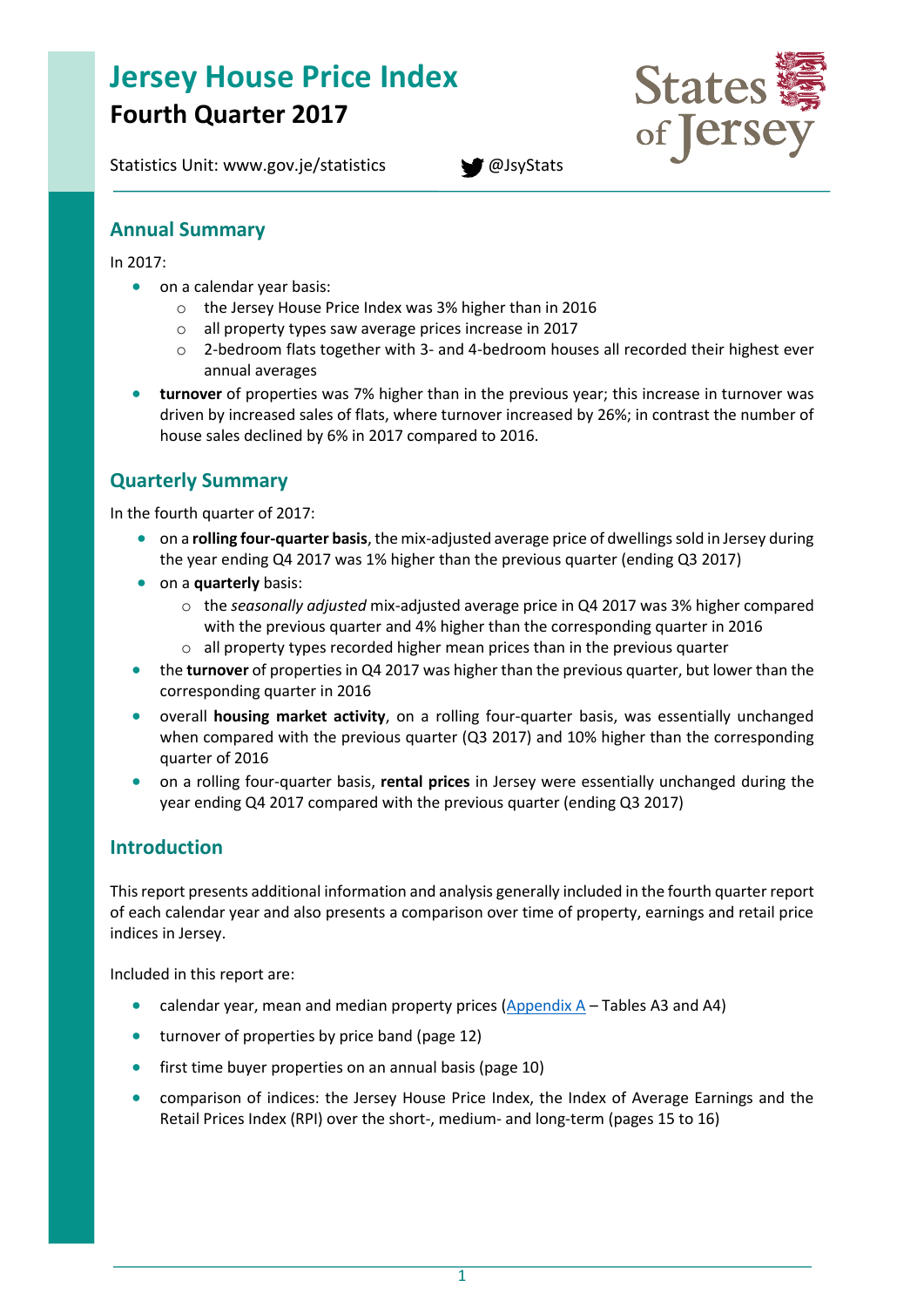# Jersey House Price Index

## Fourth Quarter 2017

Statistics Unit: www.gov.je/statistics @JsyStats

## Annual Summary

In 2017:

- on a calendar year basis:
  - the Jersey House Price Index was 3% higher than in 2016
  - all property types saw average prices increase in 2017
  - 2-bedroom flats together with 3- and 4-bedroom houses all recorded their highest ever annual averages
- **turnover** of properties was 7% higher than in the previous year; this increase in turnover was driven by increased sales of flats, where turnover increased by 26%; in contrast the number of house sales declined by 6% in 2017 compared to 2016.

## Quarterly Summary

In the fourth quarter of 2017:

- on a **rolling four-quarter basis**, the mix-adjusted average price of dwellings sold in Jersey during the year ending Q4 2017 was 1% higher than the previous quarter (ending Q3 2017)
- on a **quarterly** basis:
  - the *seasonally adjusted* mix-adjusted average price in Q4 2017 was 3% higher compared with the previous quarter and 4% higher than the corresponding quarter in 2016
  - all property types recorded higher mean prices than in the previous quarter
- the **turnover** of properties in Q4 2017 was higher than the previous quarter, but lower than the corresponding quarter in 2016
- overall **housing market activity**, on a rolling four-quarter basis, was essentially unchanged when compared with the previous quarter (Q3 2017) and 10% higher than the corresponding quarter of 2016
- on a rolling four-quarter basis, **rental prices** in Jersey were essentially unchanged during the year ending Q4 2017 compared with the previous quarter (ending Q3 2017)

## Introduction

This report presents additional information and analysis generally included in the fourth quarter report of each calendar year and also presents a comparison over time of property, earnings and retail price indices in Jersey.

Included in this report are:

- calendar year, mean and median property prices (Appendix A – Tables A3 and A4)
- turnover of properties by price band (page 12)
- first time buyer properties on an annual basis (page 10)
- comparison of indices: the Jersey House Price Index, the Index of Average Earnings and the Retail Prices Index (RPI) over the short-, medium- and long-term (pages 15 to 16)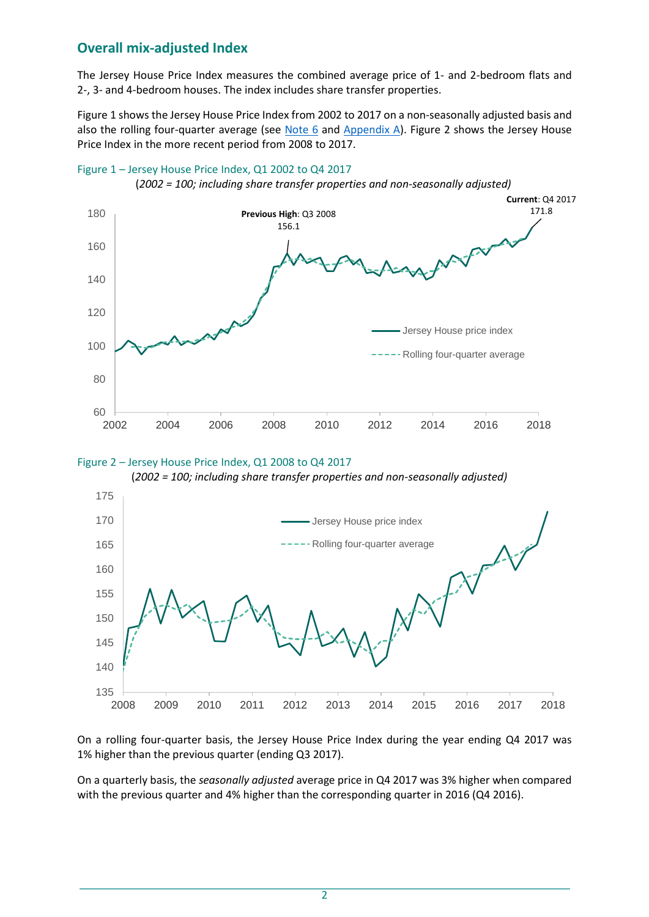## Overall mix-adjusted Index

The Jersey House Price Index measures the combined average price of 1- and 2-bedroom flats and 2-, 3- and 4-bedroom houses. The index includes share transfer properties.

Figure 1 shows the Jersey House Price Index from 2002 to 2017 on a non-seasonally adjusted basis and also the rolling four-quarter average (see Note 6 and Appendix A). Figure 2 shows the Jersey House Price Index in the more recent period from 2008 to 2017.

Figure 1 – Jersey House Price Index, Q1 2002 to Q4 2017

(*2002 = 100; including share transfer properties and non-seasonally adjusted)*

Figure 2 – Jersey House Price Index, Q1 2008 to Q4 2017

(*2002 = 100; including share transfer properties and non-seasonally adjusted)*

On a rolling four-quarter basis, the Jersey House Price Index during the year ending Q4 2017 was 1% higher than the previous quarter (ending Q3 2017).

On a quarterly basis, the *seasonally adjusted* average price in Q4 2017 was 3% higher when compared with the previous quarter and 4% higher than the corresponding quarter in 2016 (Q4 2016).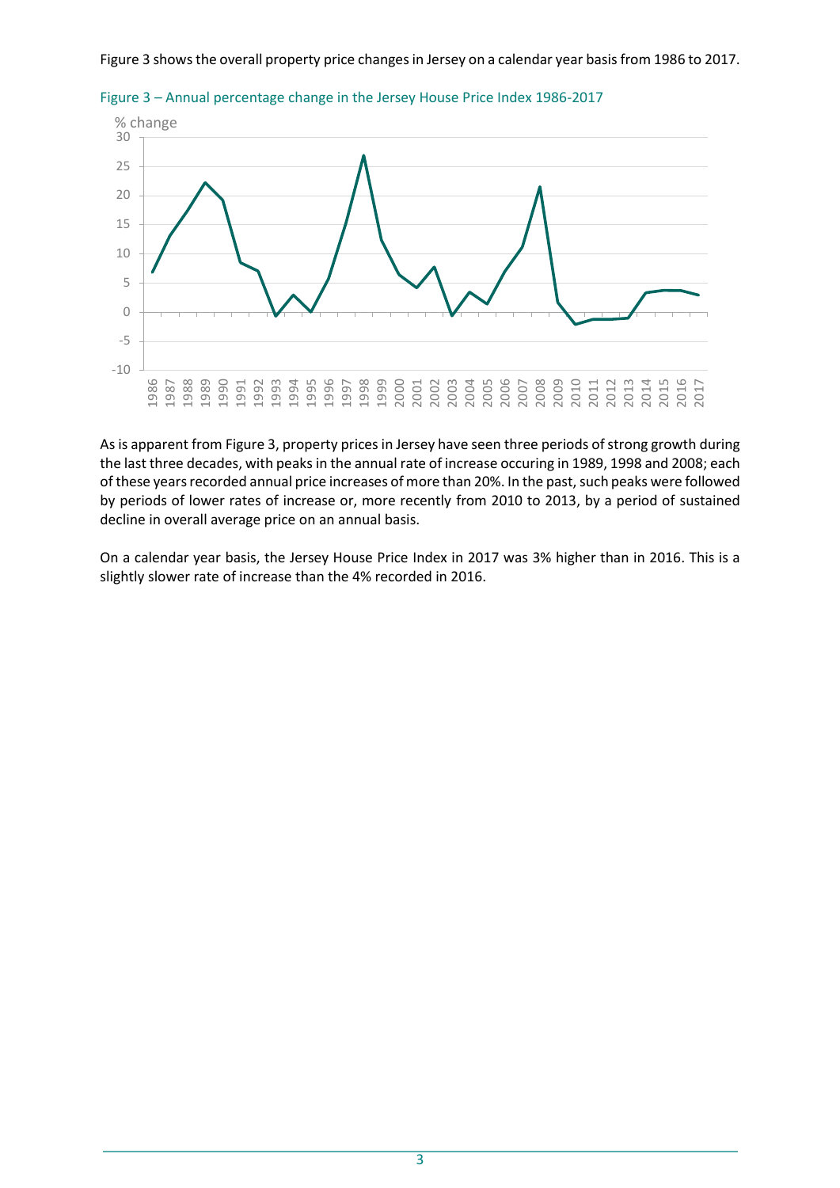Figure 3 shows the overall property price changes in Jersey on a calendar year basis from 1986 to 2017.

Figure 3 – Annual percentage change in the Jersey House Price Index 1986-2017

As is apparent from Figure 3, property prices in Jersey have seen three periods of strong growth during the last three decades, with peaks in the annual rate of increase occuring in 1989, 1998 and 2008; each of these years recorded annual price increases of more than 20%. In the past, such peaks were followed by periods of lower rates of increase or, more recently from 2010 to 2013, by a period of sustained decline in overall average price on an annual basis.

On a calendar year basis, the Jersey House Price Index in 2017 was 3% higher than in 2016. This is a slightly slower rate of increase than the 4% recorded in 2016.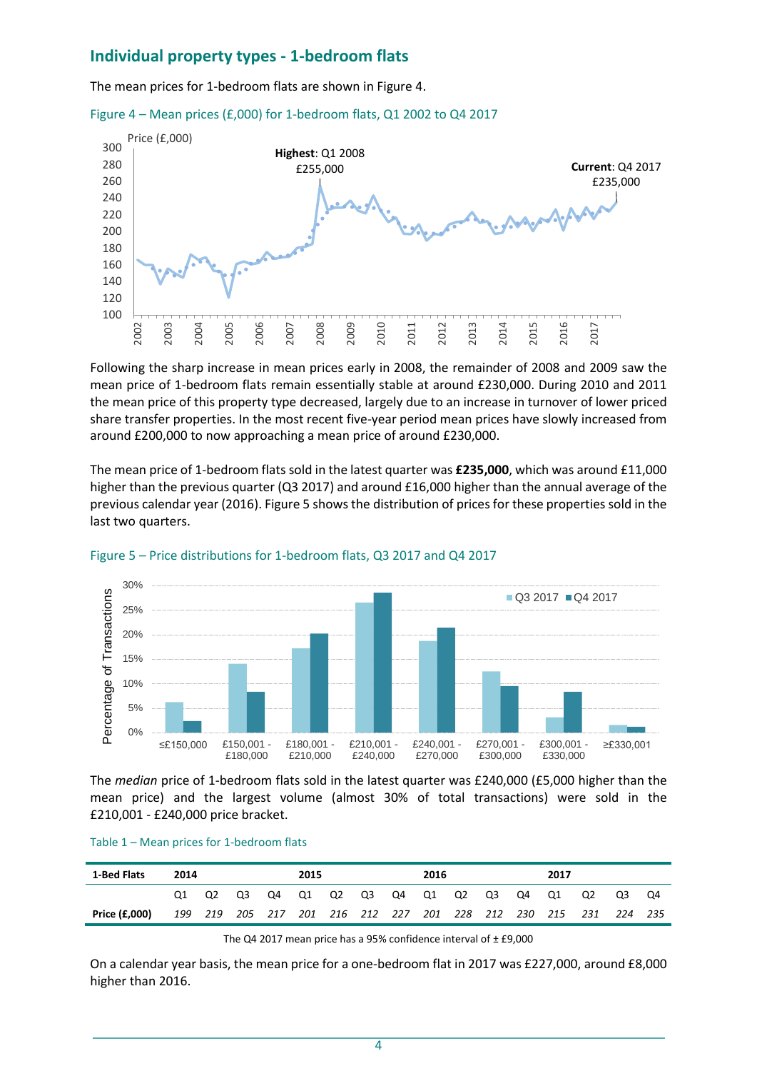## Individual property types - 1-bedroom flats

The mean prices for 1-bedroom flats are shown in Figure 4.

Figure 4 – Mean prices (£,000) for 1-bedroom flats, Q1 2002 to Q4 2017

Following the sharp increase in mean prices early in 2008, the remainder of 2008 and 2009 saw the mean price of 1-bedroom flats remain essentially stable at around £230,000. During 2010 and 2011 the mean price of this property type decreased, largely due to an increase in turnover of lower priced share transfer properties. In the most recent five-year period mean prices have slowly increased from around £200,000 to now approaching a mean price of around £230,000.

The mean price of 1-bedroom flats sold in the latest quarter was **£235,000**, which was around £11,000 higher than the previous quarter (Q3 2017) and around £16,000 higher than the annual average of the previous calendar year (2016). Figure 5 shows the distribution of prices for these properties sold in the last two quarters.

Figure 5 – Price distributions for 1-bedroom flats, Q3 2017 and Q4 2017

The *median* price of 1-bedroom flats sold in the latest quarter was £240,000 (£5,000 higher than the mean price) and the largest volume (almost 30% of total transactions) were sold in the £210,001 - £240,000 price bracket.

Table 1 – Mean prices for 1-bedroom flats

| 1-Bed Flats | 2014 | | | | 2015 | | | | 2016 | | | | 2017 | | | |
|---|---|---|---|---|---|---|---|---|---|---|---|---|---|---|---|---|
| | Q1 | Q2 | Q3 | Q4 | Q1 | Q2 | Q3 | Q4 | Q1 | Q2 | Q3 | Q4 | Q1 | Q2 | Q3 | Q4 |
| **Price (£,000)** | *199* | *219* | *205* | *217* | *201* | *216* | *212* | *227* | *201* | *228* | *212* | *230* | *215* | *231* | *224* | *235* |

The Q4 2017 mean price has a 95% confidence interval of ± £9,000

On a calendar year basis, the mean price for a one-bedroom flat in 2017 was £227,000, around £8,000 higher than 2016.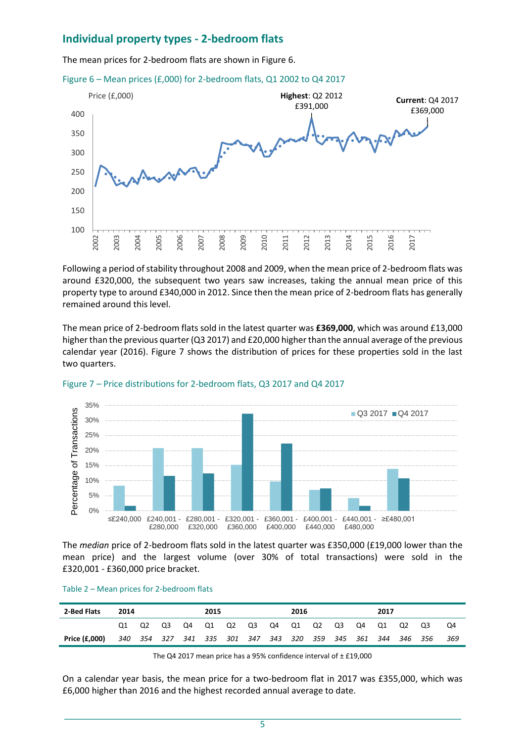## Individual property types - 2-bedroom flats

The mean prices for 2-bedroom flats are shown in Figure 6.

Figure 6 – Mean prices (£,000) for 2-bedroom flats, Q1 2002 to Q4 2017

Following a period of stability throughout 2008 and 2009, when the mean price of 2-bedroom flats was around £320,000, the subsequent two years saw increases, taking the annual mean price of this property type to around £340,000 in 2012. Since then the mean price of 2-bedroom flats has generally remained around this level.

The mean price of 2-bedroom flats sold in the latest quarter was **£369,000**, which was around £13,000 higher than the previous quarter (Q3 2017) and £20,000 higher than the annual average of the previous calendar year (2016). Figure 7 shows the distribution of prices for these properties sold in the last two quarters.

Figure 7 – Price distributions for 2-bedroom flats, Q3 2017 and Q4 2017

The *median* price of 2-bedroom flats sold in the latest quarter was £350,000 (£19,000 lower than the mean price) and the largest volume (over 30% of total transactions) were sold in the £320,001 - £360,000 price bracket.

Table 2 – Mean prices for 2-bedroom flats

| 2-Bed Flats | 2014 | | | | 2015 | | | | 2016 | | | | 2017 | | | |
|---|---|---|---|---|---|---|---|---|---|---|---|---|---|---|---|---|
| | Q1 | Q2 | Q3 | Q4 | Q1 | Q2 | Q3 | Q4 | Q1 | Q2 | Q3 | Q4 | Q1 | Q2 | Q3 | Q4 |
| **Price (£,000)** | *340* | *354* | *327* | *341* | *335* | *301* | *347* | *343* | *320* | *359* | *345* | *361* | *344* | *346* | *356* | *369* |

The Q4 2017 mean price has a 95% confidence interval of ± £19,000

On a calendar year basis, the mean price for a two-bedroom flat in 2017 was £355,000, which was £6,000 higher than 2016 and the highest recorded annual average to date.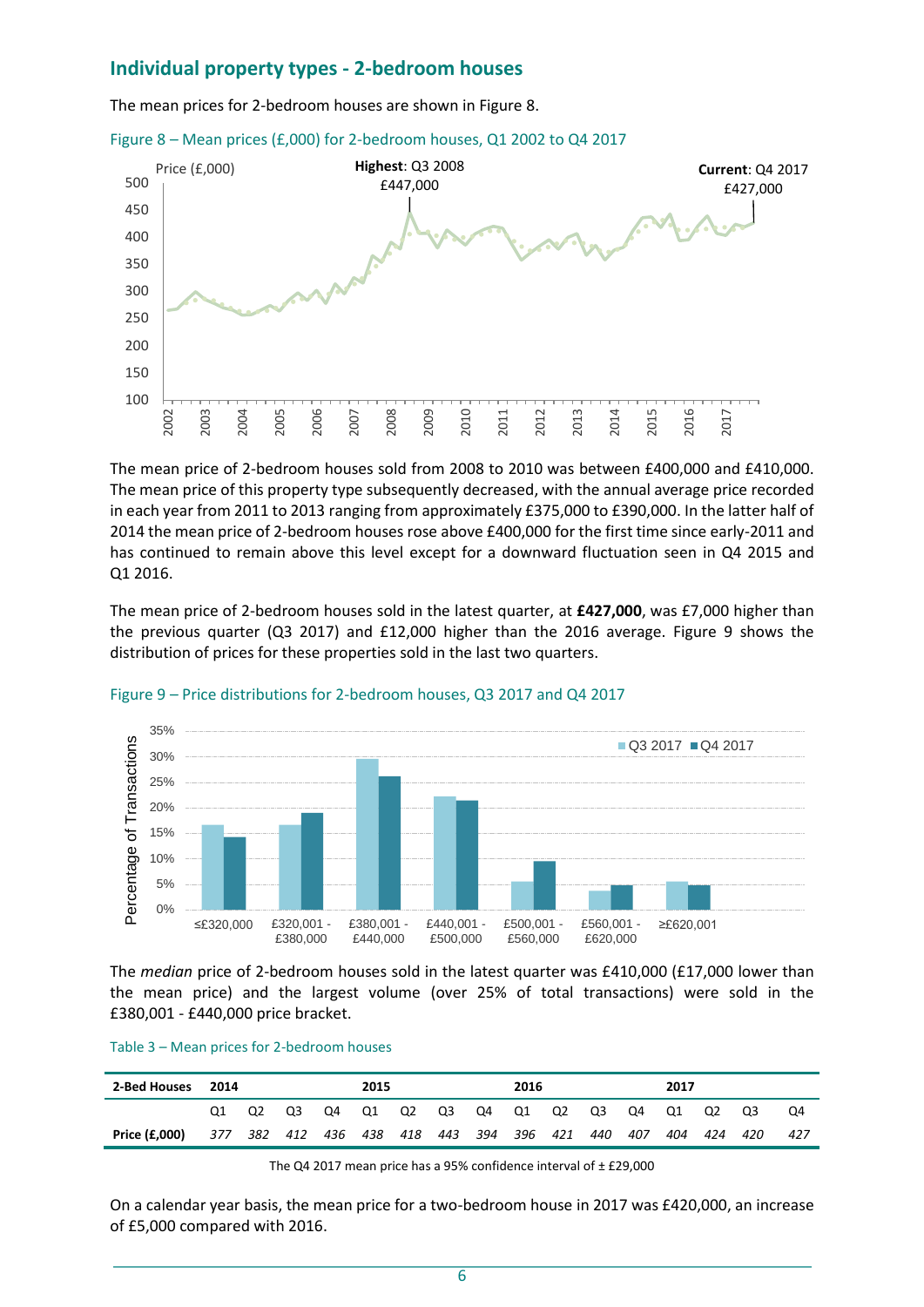## Individual property types - 2-bedroom houses

The mean prices for 2-bedroom houses are shown in Figure 8.

Figure 8 – Mean prices (£,000) for 2-bedroom houses, Q1 2002 to Q4 2017

The mean price of 2-bedroom houses sold from 2008 to 2010 was between £400,000 and £410,000. The mean price of this property type subsequently decreased, with the annual average price recorded in each year from 2011 to 2013 ranging from approximately £375,000 to £390,000. In the latter half of 2014 the mean price of 2-bedroom houses rose above £400,000 for the first time since early-2011 and has continued to remain above this level except for a downward fluctuation seen in Q4 2015 and Q1 2016.

The mean price of 2-bedroom houses sold in the latest quarter, at **£427,000**, was £7,000 higher than the previous quarter (Q3 2017) and £12,000 higher than the 2016 average. Figure 9 shows the distribution of prices for these properties sold in the last two quarters.

Figure 9 – Price distributions for 2-bedroom houses, Q3 2017 and Q4 2017

The *median* price of 2-bedroom houses sold in the latest quarter was £410,000 (£17,000 lower than the mean price) and the largest volume (over 25% of total transactions) were sold in the £380,001 - £440,000 price bracket.

Table 3 – Mean prices for 2-bedroom houses

| 2-Bed Houses | 2014 | | | | 2015 | | | | 2016 | | | | 2017 | | | |
|---|---|---|---|---|---|---|---|---|---|---|---|---|---|---|---|---|
| | Q1 | Q2 | Q3 | Q4 | Q1 | Q2 | Q3 | Q4 | Q1 | Q2 | Q3 | Q4 | Q1 | Q2 | Q3 | Q4 |
| **Price (£,000)** | *377* | *382* | *412* | *436* | *438* | *418* | *443* | *394* | *396* | *421* | *440* | *407* | *404* | *424* | *420* | *427* |

The Q4 2017 mean price has a 95% confidence interval of ± £29,000

On a calendar year basis, the mean price for a two-bedroom house in 2017 was £420,000, an increase of £5,000 compared with 2016.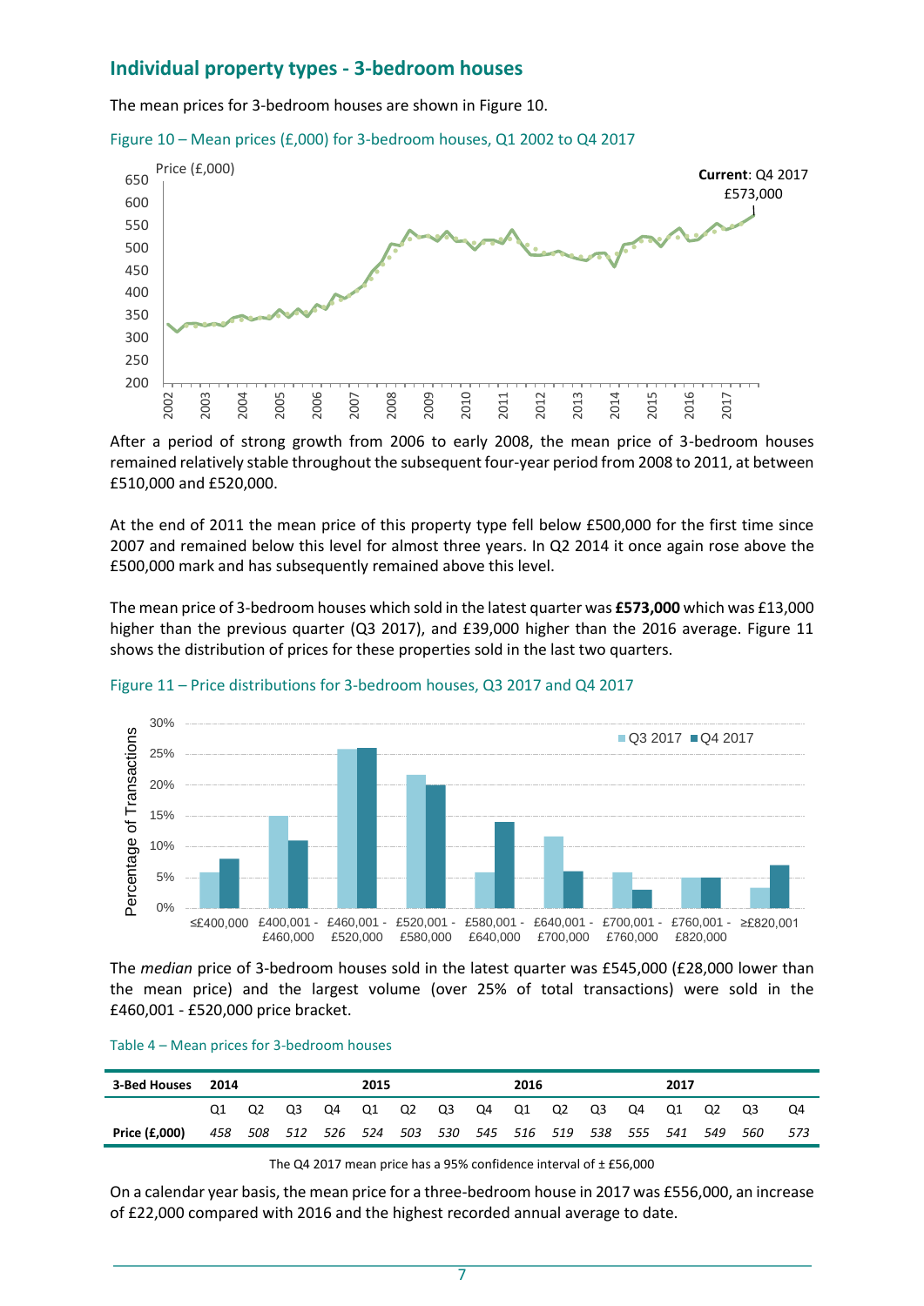## Individual property types - 3-bedroom houses

The mean prices for 3-bedroom houses are shown in Figure 10.

Figure 10 – Mean prices (£,000) for 3-bedroom houses, Q1 2002 to Q4 2017

After a period of strong growth from 2006 to early 2008, the mean price of 3-bedroom houses remained relatively stable throughout the subsequent four-year period from 2008 to 2011, at between £510,000 and £520,000.

At the end of 2011 the mean price of this property type fell below £500,000 for the first time since 2007 and remained below this level for almost three years. In Q2 2014 it once again rose above the £500,000 mark and has subsequently remained above this level.

The mean price of 3-bedroom houses which sold in the latest quarter was **£573,000** which was £13,000 higher than the previous quarter (Q3 2017), and £39,000 higher than the 2016 average. Figure 11 shows the distribution of prices for these properties sold in the last two quarters.

Figure 11 – Price distributions for 3-bedroom houses, Q3 2017 and Q4 2017

The *median* price of 3-bedroom houses sold in the latest quarter was £545,000 (£28,000 lower than the mean price) and the largest volume (over 25% of total transactions) were sold in the £460,001 - £520,000 price bracket.

Table 4 – Mean prices for 3-bedroom houses

| 3-Bed Houses | 2014 | | | | 2015 | | | | 2016 | | | | 2017 | | | |
|---|---|---|---|---|---|---|---|---|---|---|---|---|---|---|---|---|
| | Q1 | Q2 | Q3 | Q4 | Q1 | Q2 | Q3 | Q4 | Q1 | Q2 | Q3 | Q4 | Q1 | Q2 | Q3 | Q4 |
| **Price (£,000)** | *458* | *508* | *512* | *526* | *524* | *503* | *530* | *545* | *516* | *519* | *538* | *555* | *541* | *549* | *560* | *573* |

The Q4 2017 mean price has a 95% confidence interval of ± £56,000

On a calendar year basis, the mean price for a three-bedroom house in 2017 was £556,000, an increase of £22,000 compared with 2016 and the highest recorded annual average to date.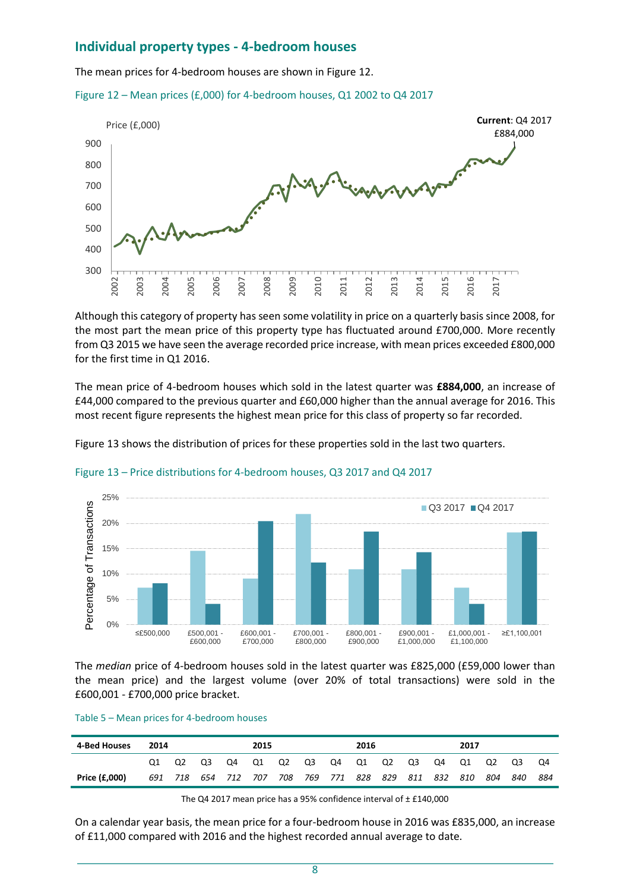## Individual property types - 4-bedroom houses

The mean prices for 4-bedroom houses are shown in Figure 12.

Figure 12 – Mean prices (£,000) for 4-bedroom houses, Q1 2002 to Q4 2017

Although this category of property has seen some volatility in price on a quarterly basis since 2008, for the most part the mean price of this property type has fluctuated around £700,000. More recently from Q3 2015 we have seen the average recorded price increase, with mean prices exceeded £800,000 for the first time in Q1 2016.

The mean price of 4-bedroom houses which sold in the latest quarter was **£884,000**, an increase of £44,000 compared to the previous quarter and £60,000 higher than the annual average for 2016. This most recent figure represents the highest mean price for this class of property so far recorded.

Figure 13 shows the distribution of prices for these properties sold in the last two quarters.

Figure 13 – Price distributions for 4-bedroom houses, Q3 2017 and Q4 2017

The *median* price of 4-bedroom houses sold in the latest quarter was £825,000 (£59,000 lower than the mean price) and the largest volume (over 20% of total transactions) were sold in the £600,001 - £700,000 price bracket.

Table 5 – Mean prices for 4-bedroom houses

| 4-Bed Houses | 2014 | | | | 2015 | | | | 2016 | | | | 2017 | | | |
|---|---|---|---|---|---|---|---|---|---|---|---|---|---|---|---|---|
| | Q1 | Q2 | Q3 | Q4 | Q1 | Q2 | Q3 | Q4 | Q1 | Q2 | Q3 | Q4 | Q1 | Q2 | Q3 | Q4 |
| **Price (£,000)** | *691* | *718* | *654* | *712* | *707* | *708* | *769* | *771* | *828* | *829* | *811* | *832* | *810* | *804* | *840* | *884* |

The Q4 2017 mean price has a 95% confidence interval of ± £140,000

On a calendar year basis, the mean price for a four-bedroom house in 2016 was £835,000, an increase of £11,000 compared with 2016 and the highest recorded annual average to date.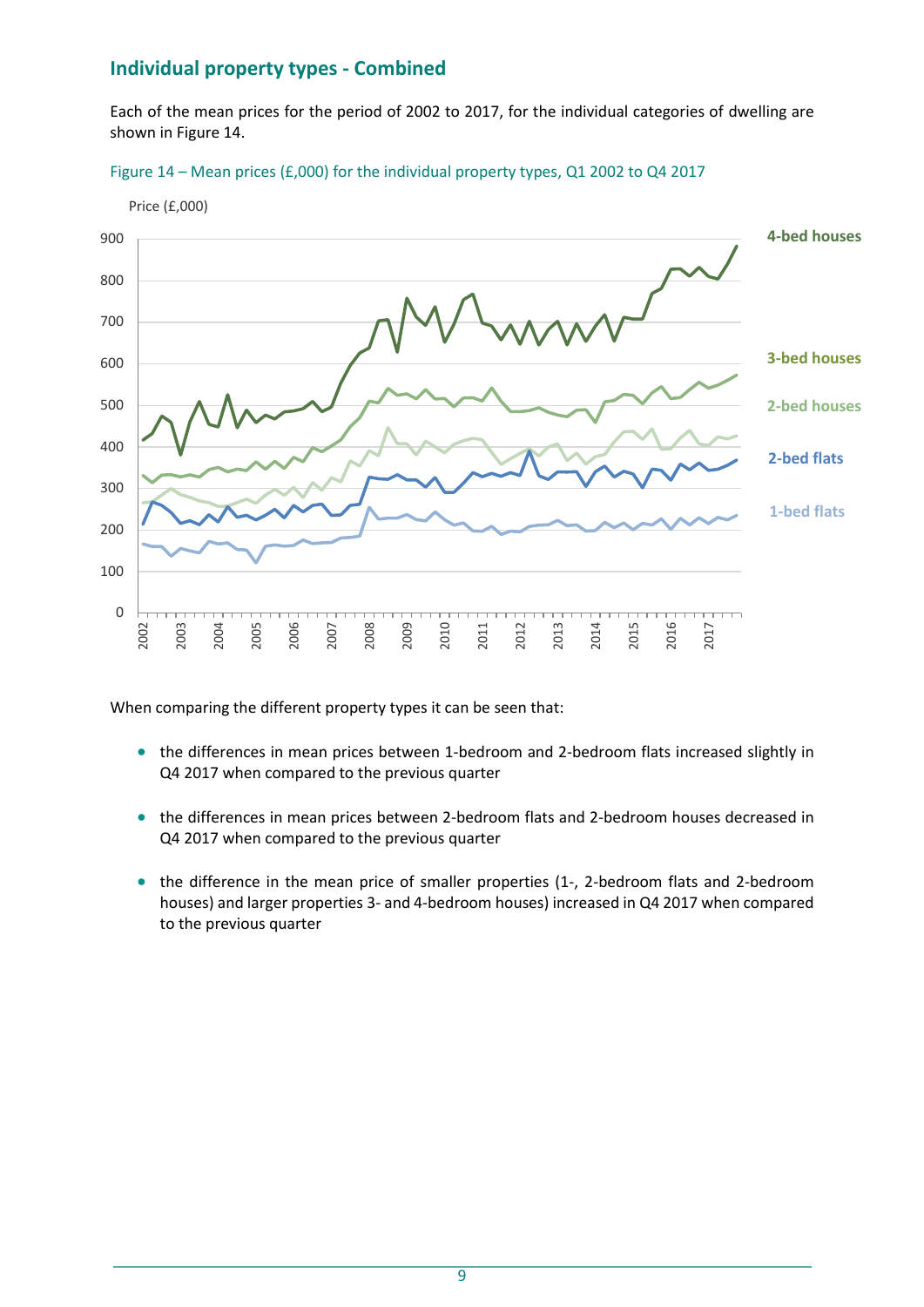## Individual property types - Combined

Each of the mean prices for the period of 2002 to 2017, for the individual categories of dwelling are shown in Figure 14.

Figure 14 – Mean prices (£,000) for the individual property types, Q1 2002 to Q4 2017

When comparing the different property types it can be seen that:

- the differences in mean prices between 1-bedroom and 2-bedroom flats increased slightly in Q4 2017 when compared to the previous quarter
- the differences in mean prices between 2-bedroom flats and 2-bedroom houses decreased in Q4 2017 when compared to the previous quarter
- the difference in the mean price of smaller properties (1-, 2-bedroom flats and 2-bedroom houses) and larger properties 3- and 4-bedroom houses) increased in Q4 2017 when compared to the previous quarter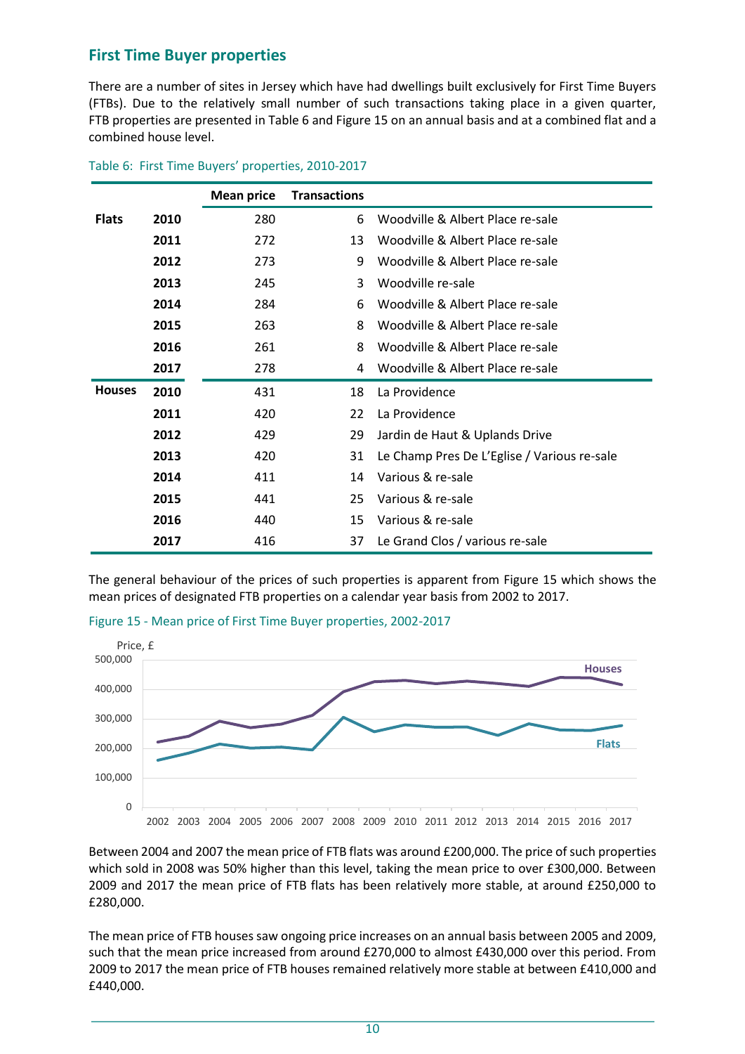## First Time Buyer properties

There are a number of sites in Jersey which have had dwellings built exclusively for First Time Buyers (FTBs). Due to the relatively small number of such transactions taking place in a given quarter, FTB properties are presented in Table 6 and Figure 15 on an annual basis and at a combined flat and a combined house level.

Table 6: First Time Buyers' properties, 2010-2017

| | | Mean price | Transactions | |
|---|---|---|---|---|
| **Flats** | **2010** | 280 | 6 | Woodville & Albert Place re-sale |
| | **2011** | 272 | 13 | Woodville & Albert Place re-sale |
| | **2012** | 273 | 9 | Woodville & Albert Place re-sale |
| | **2013** | 245 | 3 | Woodville re-sale |
| | **2014** | 284 | 6 | Woodville & Albert Place re-sale |
| | **2015** | 263 | 8 | Woodville & Albert Place re-sale |
| | **2016** | 261 | 8 | Woodville & Albert Place re-sale |
| | **2017** | 278 | 4 | Woodville & Albert Place re-sale |
| **Houses** | **2010** | 431 | 18 | La Providence |
| | **2011** | 420 | 22 | La Providence |
| | **2012** | 429 | 29 | Jardin de Haut & Uplands Drive |
| | **2013** | 420 | 31 | Le Champ Pres De L'Eglise / Various re-sale |
| | **2014** | 411 | 14 | Various & re-sale |
| | **2015** | 441 | 25 | Various & re-sale |
| | **2016** | 440 | 15 | Various & re-sale |
| | **2017** | 416 | 37 | Le Grand Clos / various re-sale |

The general behaviour of the prices of such properties is apparent from Figure 15 which shows the mean prices of designated FTB properties on a calendar year basis from 2002 to 2017.

Figure 15 - Mean price of First Time Buyer properties, 2002-2017

Between 2004 and 2007 the mean price of FTB flats was around £200,000. The price of such properties which sold in 2008 was 50% higher than this level, taking the mean price to over £300,000. Between 2009 and 2017 the mean price of FTB flats has been relatively more stable, at around £250,000 to £280,000.

The mean price of FTB houses saw ongoing price increases on an annual basis between 2005 and 2009, such that the mean price increased from around £270,000 to almost £430,000 over this period. From 2009 to 2017 the mean price of FTB houses remained relatively more stable at between £410,000 and £440,000.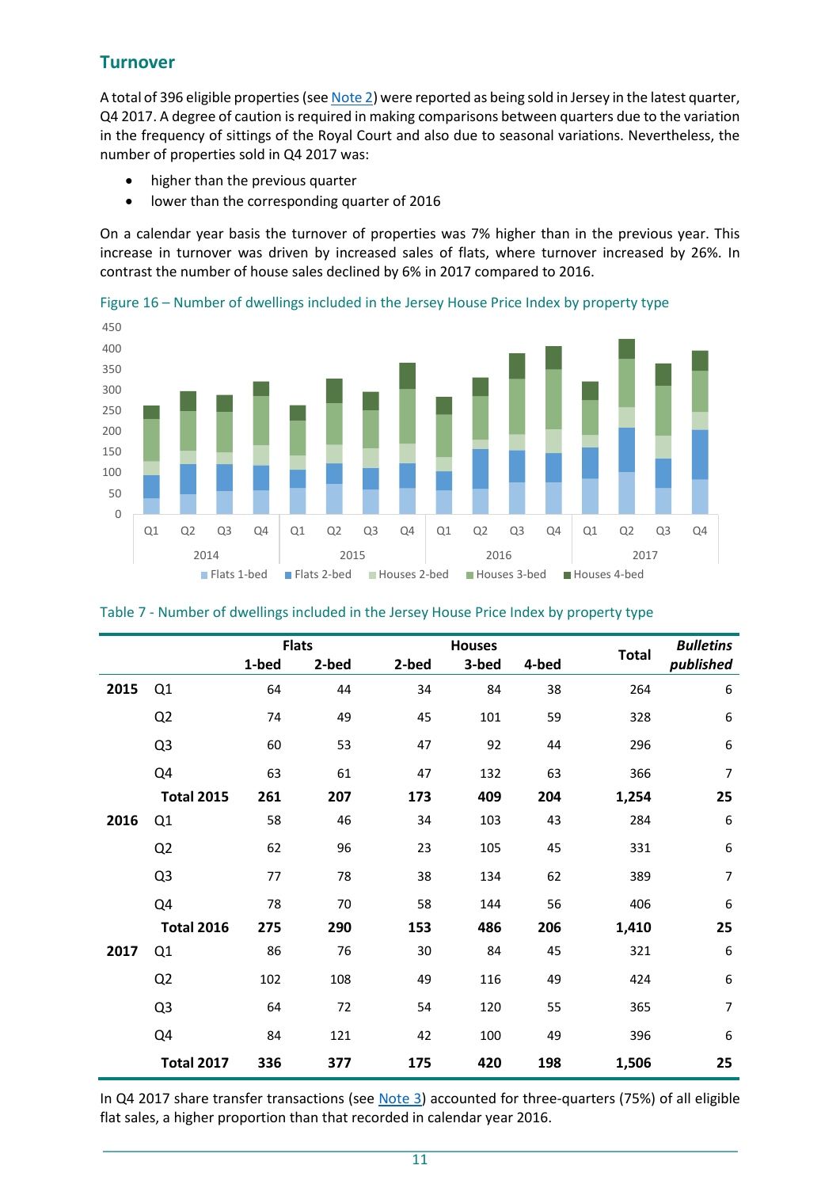## Turnover

A total of 396 eligible properties (see Note 2) were reported as being sold in Jersey in the latest quarter, Q4 2017. A degree of caution is required in making comparisons between quarters due to the variation in the frequency of sittings of the Royal Court and also due to seasonal variations. Nevertheless, the number of properties sold in Q4 2017 was:

- higher than the previous quarter
- lower than the corresponding quarter of 2016

On a calendar year basis the turnover of properties was 7% higher than in the previous year. This increase in turnover was driven by increased sales of flats, where turnover increased by 26%. In contrast the number of house sales declined by 6% in 2017 compared to 2016.

Figure 16 – Number of dwellings included in the Jersey House Price Index by property type

Table 7 - Number of dwellings included in the Jersey House Price Index by property type

| | | Flats | | Houses | | | Total | *Bulletins published* |
|---|---|---|---|---|---|---|---|---|
| | | 1-bed | 2-bed | 2-bed | 3-bed | 4-bed | | |
| **2015** | Q1 | 64 | 44 | 34 | 84 | 38 | 264 | 6 |
| | Q2 | 74 | 49 | 45 | 101 | 59 | 328 | 6 |
| | Q3 | 60 | 53 | 47 | 92 | 44 | 296 | 6 |
| | Q4 | 63 | 61 | 47 | 132 | 63 | 366 | 7 |
| | **Total 2015** | **261** | **207** | **173** | **409** | **204** | **1,254** | **25** |
| **2016** | Q1 | 58 | 46 | 34 | 103 | 43 | 284 | 6 |
| | Q2 | 62 | 96 | 23 | 105 | 45 | 331 | 6 |
| | Q3 | 77 | 78 | 38 | 134 | 62 | 389 | 7 |
| | Q4 | 78 | 70 | 58 | 144 | 56 | 406 | 6 |
| | **Total 2016** | **275** | **290** | **153** | **486** | **206** | **1,410** | **25** |
| **2017** | Q1 | 86 | 76 | 30 | 84 | 45 | 321 | 6 |
| | Q2 | 102 | 108 | 49 | 116 | 49 | 424 | 6 |
| | Q3 | 64 | 72 | 54 | 120 | 55 | 365 | 7 |
| | Q4 | 84 | 121 | 42 | 100 | 49 | 396 | 6 |
| | **Total 2017** | **336** | **377** | **175** | **420** | **198** | **1,506** | **25** |

In Q4 2017 share transfer transactions (see Note 3) accounted for three-quarters (75%) of all eligible flat sales, a higher proportion than that recorded in calendar year 2016.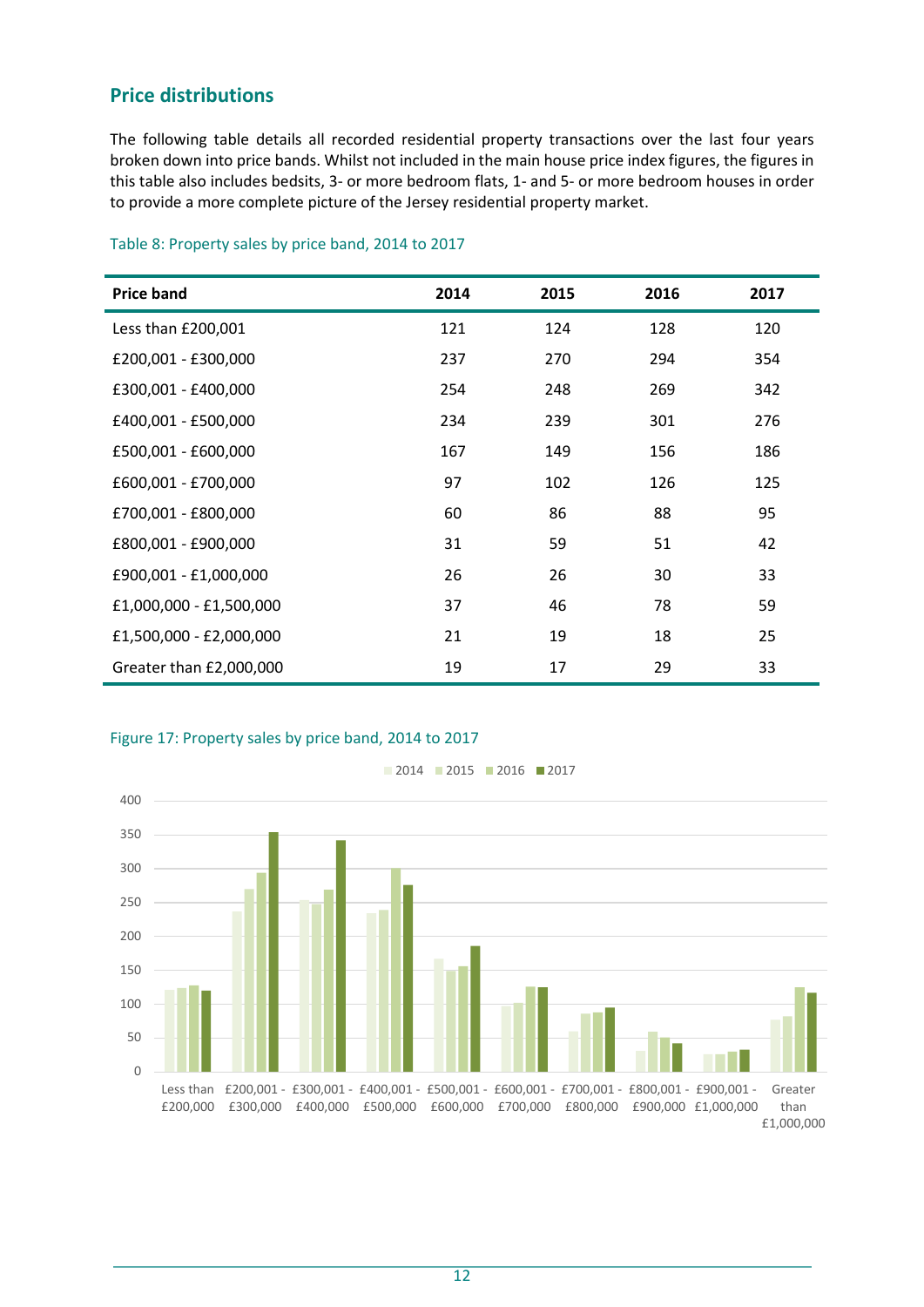## Price distributions

The following table details all recorded residential property transactions over the last four years broken down into price bands. Whilst not included in the main house price index figures, the figures in this table also includes bedsits, 3- or more bedroom flats, 1- and 5- or more bedroom houses in order to provide a more complete picture of the Jersey residential property market.

Table 8: Property sales by price band, 2014 to 2017

| Price band | 2014 | 2015 | 2016 | 2017 |
|---|---|---|---|---|
| Less than £200,001 | 121 | 124 | 128 | 120 |
| £200,001 - £300,000 | 237 | 270 | 294 | 354 |
| £300,001 - £400,000 | 254 | 248 | 269 | 342 |
| £400,001 - £500,000 | 234 | 239 | 301 | 276 |
| £500,001 - £600,000 | 167 | 149 | 156 | 186 |
| £600,001 - £700,000 | 97 | 102 | 126 | 125 |
| £700,001 - £800,000 | 60 | 86 | 88 | 95 |
| £800,001 - £900,000 | 31 | 59 | 51 | 42 |
| £900,001 - £1,000,000 | 26 | 26 | 30 | 33 |
| £1,000,000 - £1,500,000 | 37 | 46 | 78 | 59 |
| £1,500,000 - £2,000,000 | 21 | 19 | 18 | 25 |
| Greater than £2,000,000 | 19 | 17 | 29 | 33 |

Figure 17: Property sales by price band, 2014 to 2017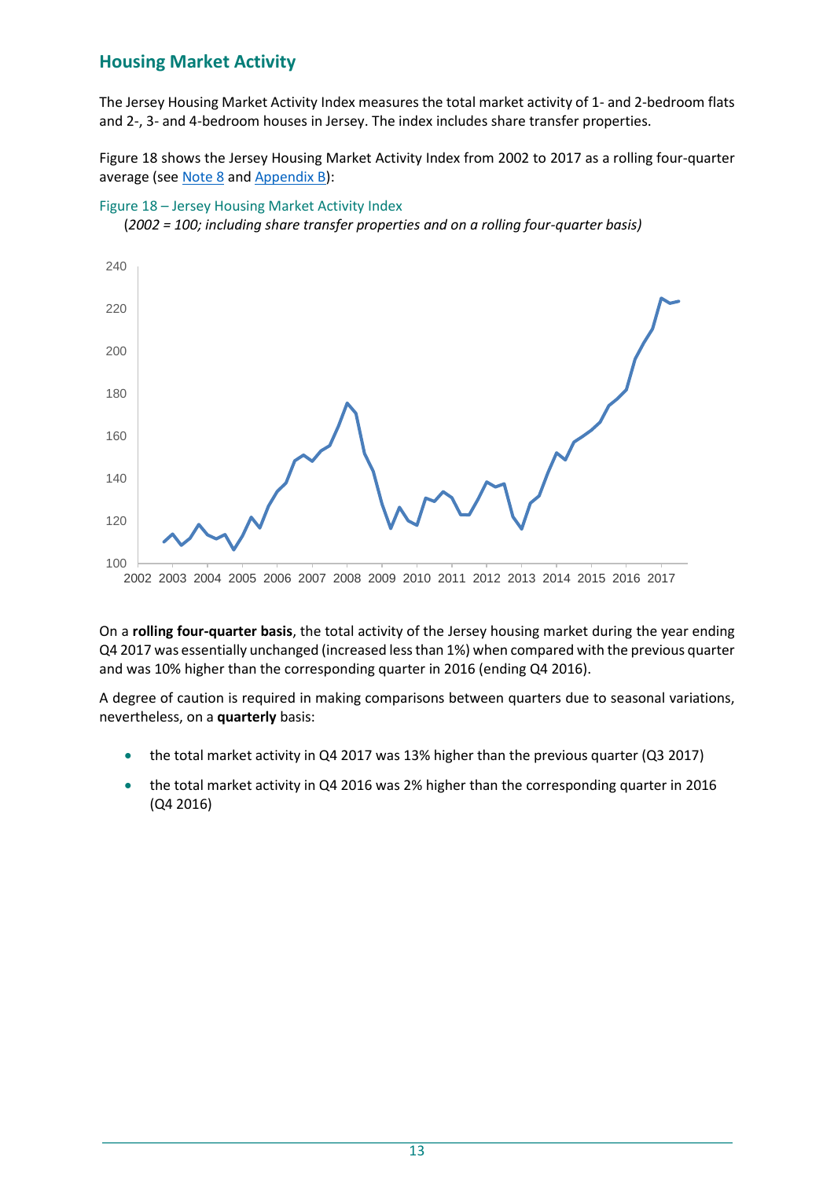## Housing Market Activity

The Jersey Housing Market Activity Index measures the total market activity of 1- and 2-bedroom flats and 2-, 3- and 4-bedroom houses in Jersey. The index includes share transfer properties.

Figure 18 shows the Jersey Housing Market Activity Index from 2002 to 2017 as a rolling four-quarter average (see Note 8 and Appendix B):

Figure 18 – Jersey Housing Market Activity Index

(*2002 = 100; including share transfer properties and on a rolling four-quarter basis)*

On a **rolling four-quarter basis**, the total activity of the Jersey housing market during the year ending Q4 2017 was essentially unchanged (increased less than 1%) when compared with the previous quarter and was 10% higher than the corresponding quarter in 2016 (ending Q4 2016).

A degree of caution is required in making comparisons between quarters due to seasonal variations, nevertheless, on a **quarterly** basis:

- the total market activity in Q4 2017 was 13% higher than the previous quarter (Q3 2017)
- the total market activity in Q4 2016 was 2% higher than the corresponding quarter in 2016 (Q4 2016)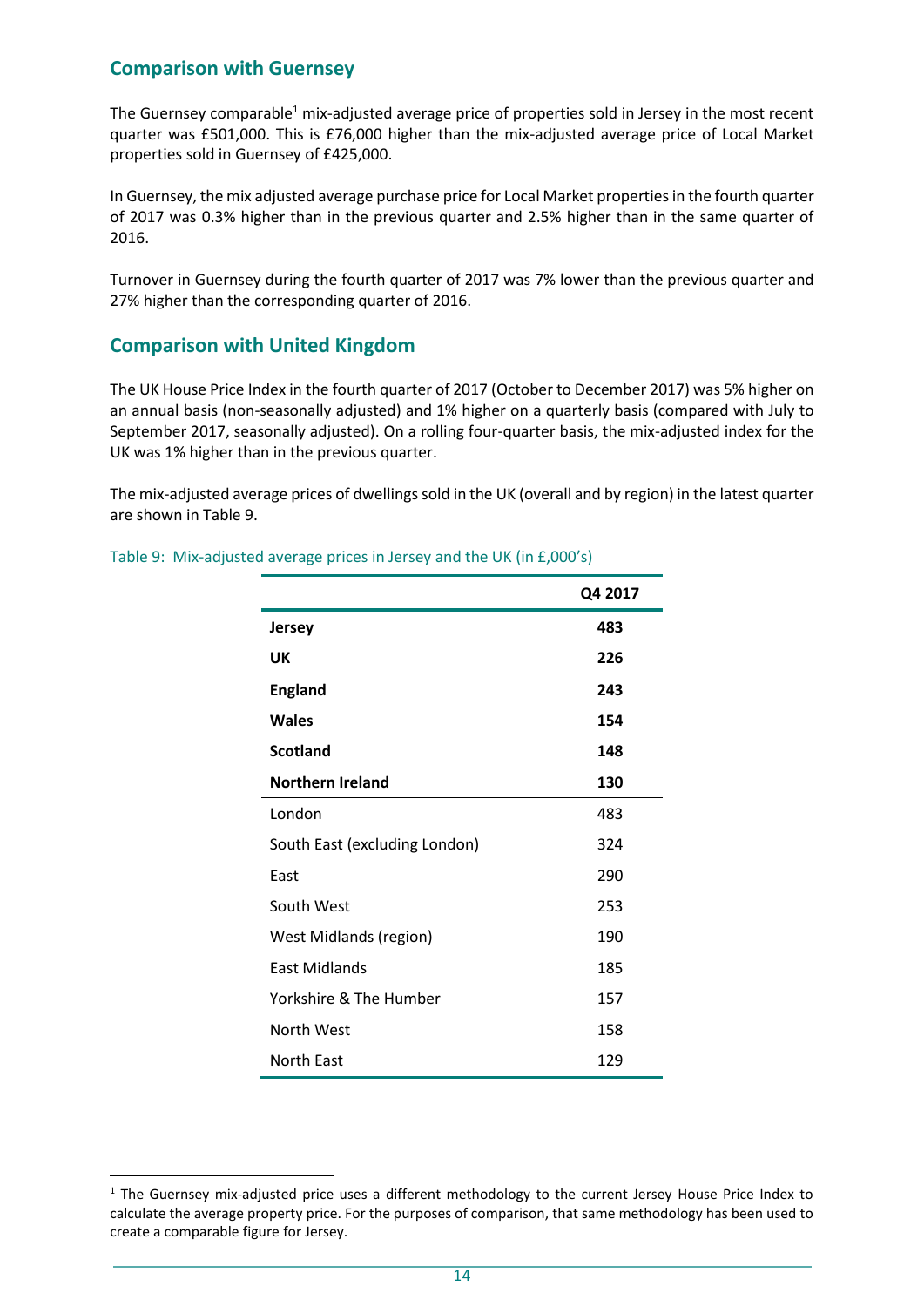## Comparison with Guernsey

The Guernsey comparable[1] mix-adjusted average price of properties sold in Jersey in the most recent quarter was £501,000. This is £76,000 higher than the mix-adjusted average price of Local Market properties sold in Guernsey of £425,000.

In Guernsey, the mix adjusted average purchase price for Local Market properties in the fourth quarter of 2017 was 0.3% higher than in the previous quarter and 2.5% higher than in the same quarter of 2016.

Turnover in Guernsey during the fourth quarter of 2017 was 7% lower than the previous quarter and 27% higher than the corresponding quarter of 2016.

## Comparison with United Kingdom

The UK House Price Index in the fourth quarter of 2017 (October to December 2017) was 5% higher on an annual basis (non-seasonally adjusted) and 1% higher on a quarterly basis (compared with July to September 2017, seasonally adjusted). On a rolling four-quarter basis, the mix-adjusted index for the UK was 1% higher than in the previous quarter.

The mix-adjusted average prices of dwellings sold in the UK (overall and by region) in the latest quarter are shown in Table 9.

Table 9: Mix-adjusted average prices in Jersey and the UK (in £,000's)

| | Q4 2017 |
|---|---|
| **Jersey** | **483** |
| **UK** | **226** |
| **England** | **243** |
| **Wales** | **154** |
| **Scotland** | **148** |
| **Northern Ireland** | **130** |
| London | 483 |
| South East (excluding London) | 324 |
| East | 290 |
| South West | 253 |
| West Midlands (region) | 190 |
| East Midlands | 185 |
| Yorkshire & The Humber | 157 |
| North West | 158 |
| North East | 129 |

[1] The Guernsey mix-adjusted price uses a different methodology to the current Jersey House Price Index to calculate the average property price. For the purposes of comparison, that same methodology has been used to create a comparable figure for Jersey.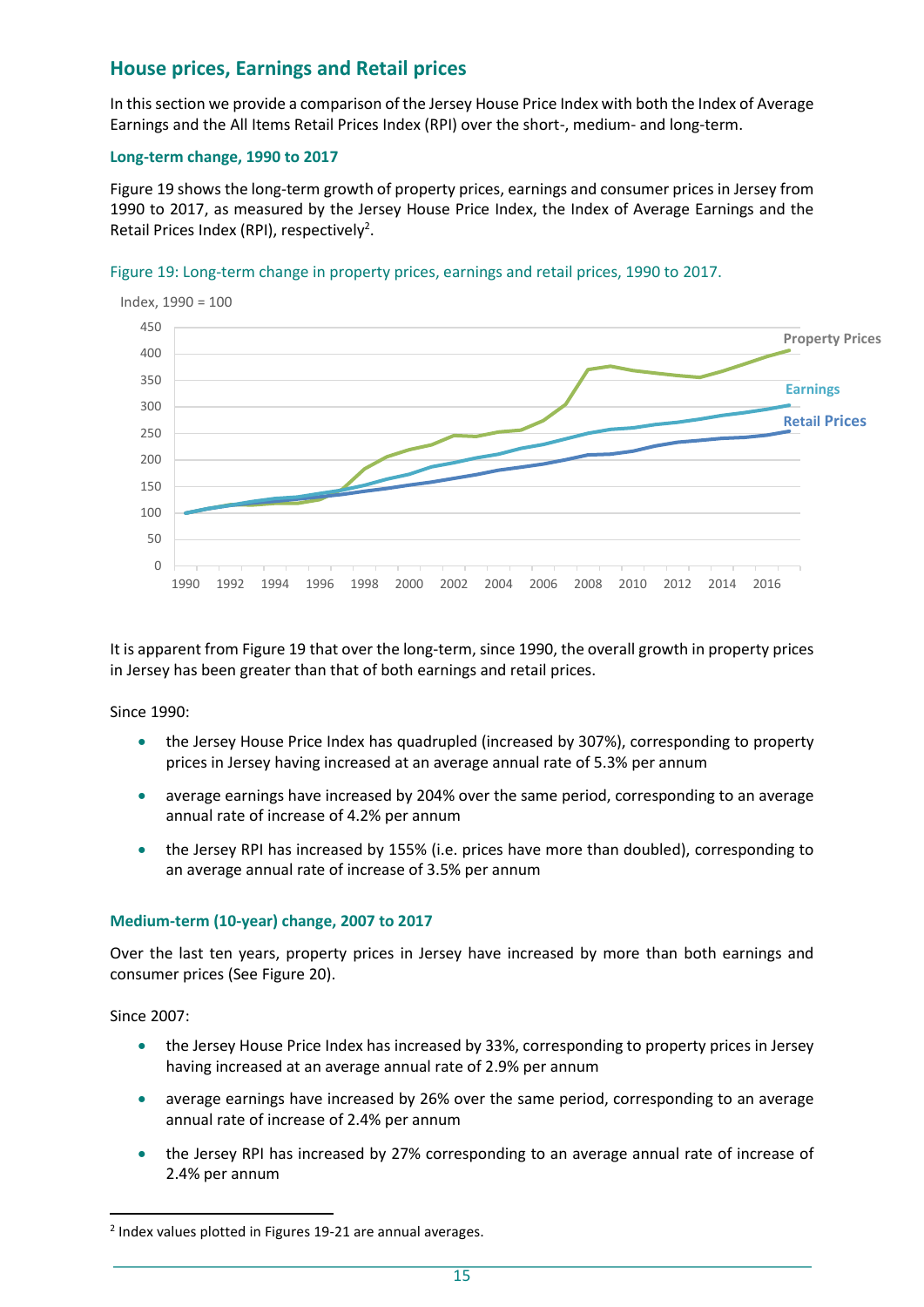## House prices, Earnings and Retail prices

In this section we provide a comparison of the Jersey House Price Index with both the Index of Average Earnings and the All Items Retail Prices Index (RPI) over the short-, medium- and long-term.

### Long-term change, 1990 to 2017

Figure 19 shows the long-term growth of property prices, earnings and consumer prices in Jersey from 1990 to 2017, as measured by the Jersey House Price Index, the Index of Average Earnings and the Retail Prices Index (RPI), respectively[2].

Figure 19: Long-term change in property prices, earnings and retail prices, 1990 to 2017.

It is apparent from Figure 19 that over the long-term, since 1990, the overall growth in property prices in Jersey has been greater than that of both earnings and retail prices.

Since 1990:

- the Jersey House Price Index has quadrupled (increased by 307%), corresponding to property prices in Jersey having increased at an average annual rate of 5.3% per annum
- average earnings have increased by 204% over the same period, corresponding to an average annual rate of increase of 4.2% per annum
- the Jersey RPI has increased by 155% (i.e. prices have more than doubled), corresponding to an average annual rate of increase of 3.5% per annum

### Medium-term (10-year) change, 2007 to 2017

Over the last ten years, property prices in Jersey have increased by more than both earnings and consumer prices (See Figure 20).

Since 2007:

- the Jersey House Price Index has increased by 33%, corresponding to property prices in Jersey having increased at an average annual rate of 2.9% per annum
- average earnings have increased by 26% over the same period, corresponding to an average annual rate of increase of 2.4% per annum
- the Jersey RPI has increased by 27% corresponding to an average annual rate of increase of 2.4% per annum

[2] Index values plotted in Figures 19-21 are annual averages.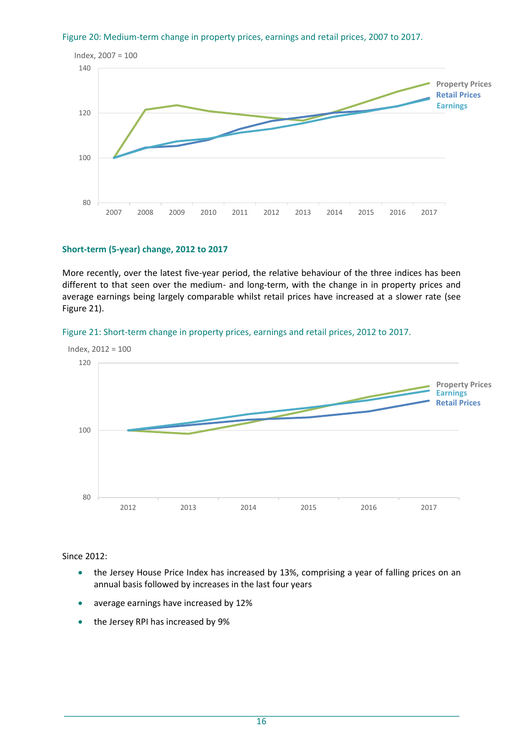Figure 20: Medium-term change in property prices, earnings and retail prices, 2007 to 2017.

## Short-term (5-year) change, 2012 to 2017

More recently, over the latest five-year period, the relative behaviour of the three indices has been different to that seen over the medium- and long-term, with the change in in property prices and average earnings being largely comparable whilst retail prices have increased at a slower rate (see Figure 21).

Figure 21: Short-term change in property prices, earnings and retail prices, 2012 to 2017.

Since 2012:

- the Jersey House Price Index has increased by 13%, comprising a year of falling prices on an annual basis followed by increases in the last four years
- average earnings have increased by 12%
- the Jersey RPI has increased by 9%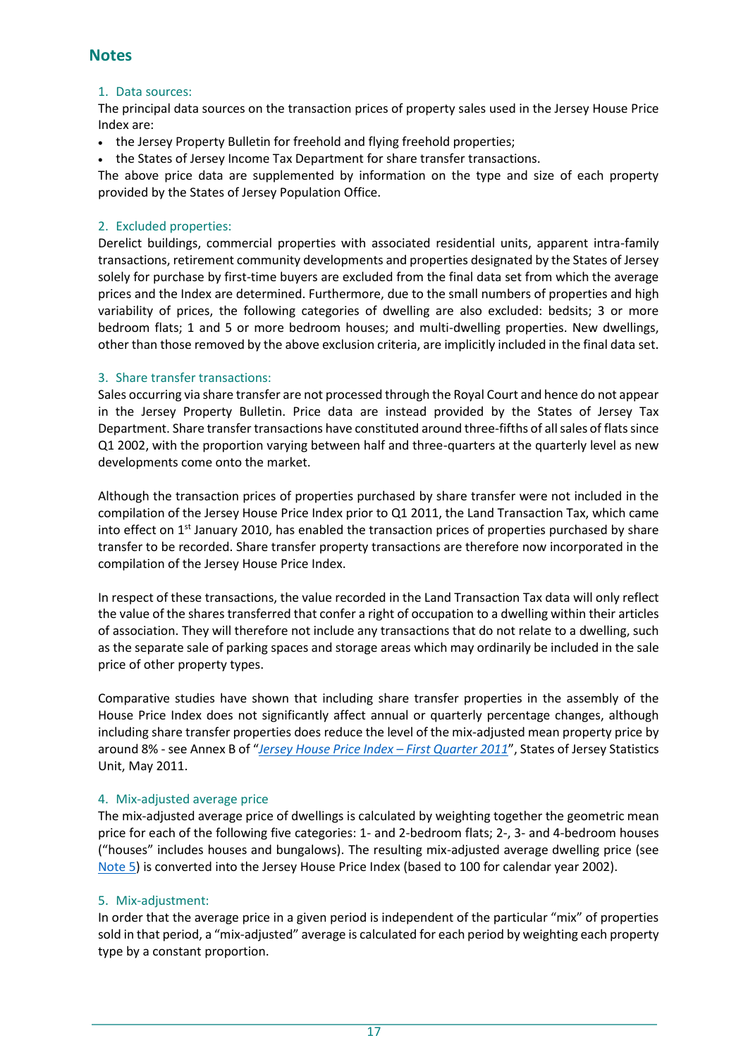## Notes

### 1. Data sources:

The principal data sources on the transaction prices of property sales used in the Jersey House Price Index are:

- the Jersey Property Bulletin for freehold and flying freehold properties;
- the States of Jersey Income Tax Department for share transfer transactions.

The above price data are supplemented by information on the type and size of each property provided by the States of Jersey Population Office.

### 2. Excluded properties:

Derelict buildings, commercial properties with associated residential units, apparent intra-family transactions, retirement community developments and properties designated by the States of Jersey solely for purchase by first-time buyers are excluded from the final data set from which the average prices and the Index are determined. Furthermore, due to the small numbers of properties and high variability of prices, the following categories of dwelling are also excluded: bedsits; 3 or more bedroom flats; 1 and 5 or more bedroom houses; and multi-dwelling properties. New dwellings, other than those removed by the above exclusion criteria, are implicitly included in the final data set.

### 3. Share transfer transactions:

Sales occurring via share transfer are not processed through the Royal Court and hence do not appear in the Jersey Property Bulletin. Price data are instead provided by the States of Jersey Tax Department. Share transfer transactions have constituted around three-fifths of all sales of flats since Q1 2002, with the proportion varying between half and three-quarters at the quarterly level as new developments come onto the market.

Although the transaction prices of properties purchased by share transfer were not included in the compilation of the Jersey House Price Index prior to Q1 2011, the Land Transaction Tax, which came into effect on 1st January 2010, has enabled the transaction prices of properties purchased by share transfer to be recorded. Share transfer property transactions are therefore now incorporated in the compilation of the Jersey House Price Index.

In respect of these transactions, the value recorded in the Land Transaction Tax data will only reflect the value of the shares transferred that confer a right of occupation to a dwelling within their articles of association. They will therefore not include any transactions that do not relate to a dwelling, such as the separate sale of parking spaces and storage areas which may ordinarily be included in the sale price of other property types.

Comparative studies have shown that including share transfer properties in the assembly of the House Price Index does not significantly affect annual or quarterly percentage changes, although including share transfer properties does reduce the level of the mix-adjusted mean property price by around 8% - see Annex B of "*Jersey House Price Index – First Quarter 2011*", States of Jersey Statistics Unit, May 2011.

### 4. Mix-adjusted average price

The mix-adjusted average price of dwellings is calculated by weighting together the geometric mean price for each of the following five categories: 1- and 2-bedroom flats; 2-, 3- and 4-bedroom houses ("houses" includes houses and bungalows). The resulting mix-adjusted average dwelling price (see Note 5) is converted into the Jersey House Price Index (based to 100 for calendar year 2002).

### 5. Mix-adjustment:

In order that the average price in a given period is independent of the particular "mix" of properties sold in that period, a "mix-adjusted" average is calculated for each period by weighting each property type by a constant proportion.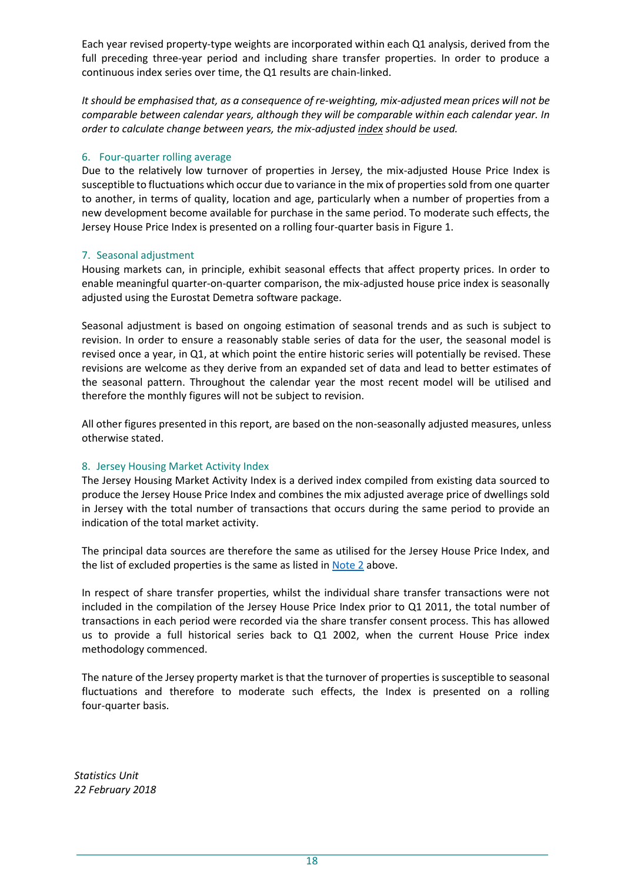Each year revised property-type weights are incorporated within each Q1 analysis, derived from the full preceding three-year period and including share transfer properties. In order to produce a continuous index series over time, the Q1 results are chain-linked.

*It should be emphasised that, as a consequence of re-weighting, mix-adjusted mean prices will not be comparable between calendar years, although they will be comparable within each calendar year. In order to calculate change between years, the mix-adjusted index should be used.*

### 6. Four-quarter rolling average

Due to the relatively low turnover of properties in Jersey, the mix-adjusted House Price Index is susceptible to fluctuations which occur due to variance in the mix of properties sold from one quarter to another, in terms of quality, location and age, particularly when a number of properties from a new development become available for purchase in the same period. To moderate such effects, the Jersey House Price Index is presented on a rolling four-quarter basis in Figure 1.

### 7. Seasonal adjustment

Housing markets can, in principle, exhibit seasonal effects that affect property prices. In order to enable meaningful quarter-on-quarter comparison, the mix-adjusted house price index is seasonally adjusted using the Eurostat Demetra software package.

Seasonal adjustment is based on ongoing estimation of seasonal trends and as such is subject to revision. In order to ensure a reasonably stable series of data for the user, the seasonal model is revised once a year, in Q1, at which point the entire historic series will potentially be revised. These revisions are welcome as they derive from an expanded set of data and lead to better estimates of the seasonal pattern. Throughout the calendar year the most recent model will be utilised and therefore the monthly figures will not be subject to revision.

All other figures presented in this report, are based on the non-seasonally adjusted measures, unless otherwise stated.

### 8. Jersey Housing Market Activity Index

The Jersey Housing Market Activity Index is a derived index compiled from existing data sourced to produce the Jersey House Price Index and combines the mix adjusted average price of dwellings sold in Jersey with the total number of transactions that occurs during the same period to provide an indication of the total market activity.

The principal data sources are therefore the same as utilised for the Jersey House Price Index, and the list of excluded properties is the same as listed in Note 2 above.

In respect of share transfer properties, whilst the individual share transfer transactions were not included in the compilation of the Jersey House Price Index prior to Q1 2011, the total number of transactions in each period were recorded via the share transfer consent process. This has allowed us to provide a full historical series back to Q1 2002, when the current House Price index methodology commenced.

The nature of the Jersey property market is that the turnover of properties is susceptible to seasonal fluctuations and therefore to moderate such effects, the Index is presented on a rolling four-quarter basis.

*Statistics Unit*
*22 February 2018*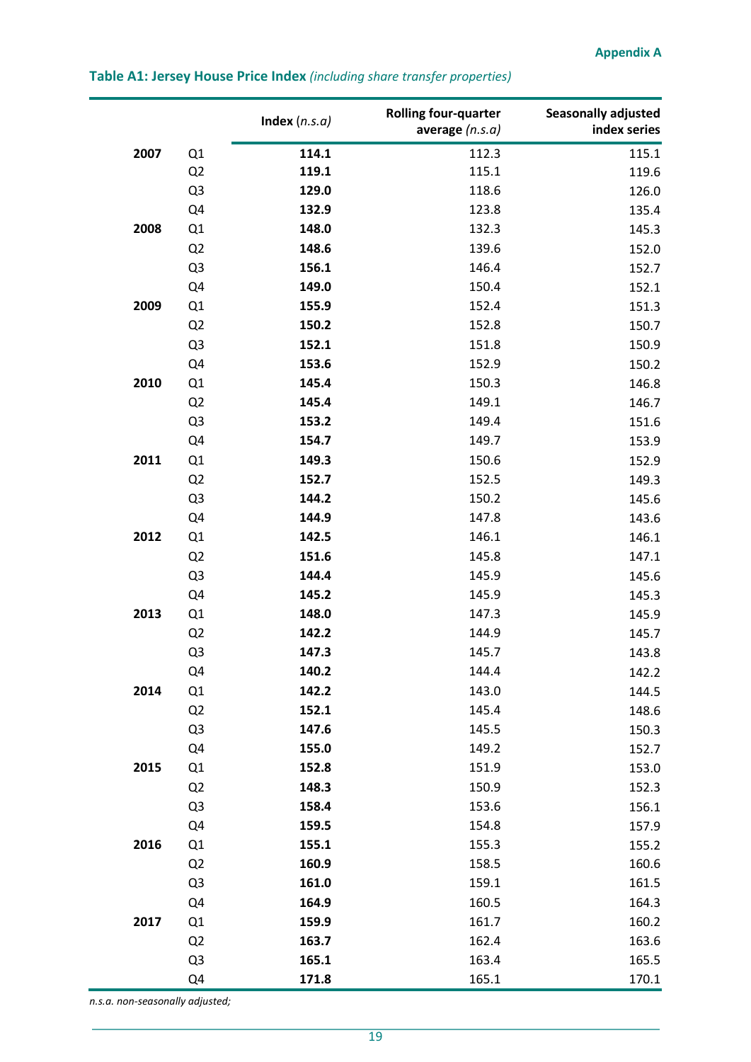**Appendix A**

## Table A1: Jersey House Price Index *(including share transfer properties)*

| | | Index *(n.s.a)* | Rolling four-quarter average *(n.s.a)* | Seasonally adjusted index series |
|---|---|---|---|---|
| **2007** | Q1 | **114.1** | 112.3 | 115.1 |
| | Q2 | **119.1** | 115.1 | 119.6 |
| | Q3 | **129.0** | 118.6 | 126.0 |
| | Q4 | **132.9** | 123.8 | 135.4 |
| **2008** | Q1 | **148.0** | 132.3 | 145.3 |
| | Q2 | **148.6** | 139.6 | 152.0 |
| | Q3 | **156.1** | 146.4 | 152.7 |
| | Q4 | **149.0** | 150.4 | 152.1 |
| **2009** | Q1 | **155.9** | 152.4 | 151.3 |
| | Q2 | **150.2** | 152.8 | 150.7 |
| | Q3 | **152.1** | 151.8 | 150.9 |
| | Q4 | **153.6** | 152.9 | 150.2 |
| **2010** | Q1 | **145.4** | 150.3 | 146.8 |
| | Q2 | **145.4** | 149.1 | 146.7 |
| | Q3 | **153.2** | 149.4 | 151.6 |
| | Q4 | **154.7** | 149.7 | 153.9 |
| **2011** | Q1 | **149.3** | 150.6 | 152.9 |
| | Q2 | **152.7** | 152.5 | 149.3 |
| | Q3 | **144.2** | 150.2 | 145.6 |
| | Q4 | **144.9** | 147.8 | 143.6 |
| **2012** | Q1 | **142.5** | 146.1 | 146.1 |
| | Q2 | **151.6** | 145.8 | 147.1 |
| | Q3 | **144.4** | 145.9 | 145.6 |
| | Q4 | **145.2** | 145.9 | 145.3 |
| **2013** | Q1 | **148.0** | 147.3 | 145.9 |
| | Q2 | **142.2** | 144.9 | 145.7 |
| | Q3 | **147.3** | 145.7 | 143.8 |
| | Q4 | **140.2** | 144.4 | 142.2 |
| **2014** | Q1 | **142.2** | 143.0 | 144.5 |
| | Q2 | **152.1** | 145.4 | 148.6 |
| | Q3 | **147.6** | 145.5 | 150.3 |
| | Q4 | **155.0** | 149.2 | 152.7 |
| **2015** | Q1 | **152.8** | 151.9 | 153.0 |
| | Q2 | **148.3** | 150.9 | 152.3 |
| | Q3 | **158.4** | 153.6 | 156.1 |
| | Q4 | **159.5** | 154.8 | 157.9 |
| **2016** | Q1 | **155.1** | 155.3 | 155.2 |
| | Q2 | **160.9** | 158.5 | 160.6 |
| | Q3 | **161.0** | 159.1 | 161.5 |
| | Q4 | **164.9** | 160.5 | 164.3 |
| **2017** | Q1 | **159.9** | 161.7 | 160.2 |
| | Q2 | **163.7** | 162.4 | 163.6 |
| | Q3 | **165.1** | 163.4 | 165.5 |
| | Q4 | **171.8** | 165.1 | 170.1 |

*n.s.a. non-seasonally adjusted;*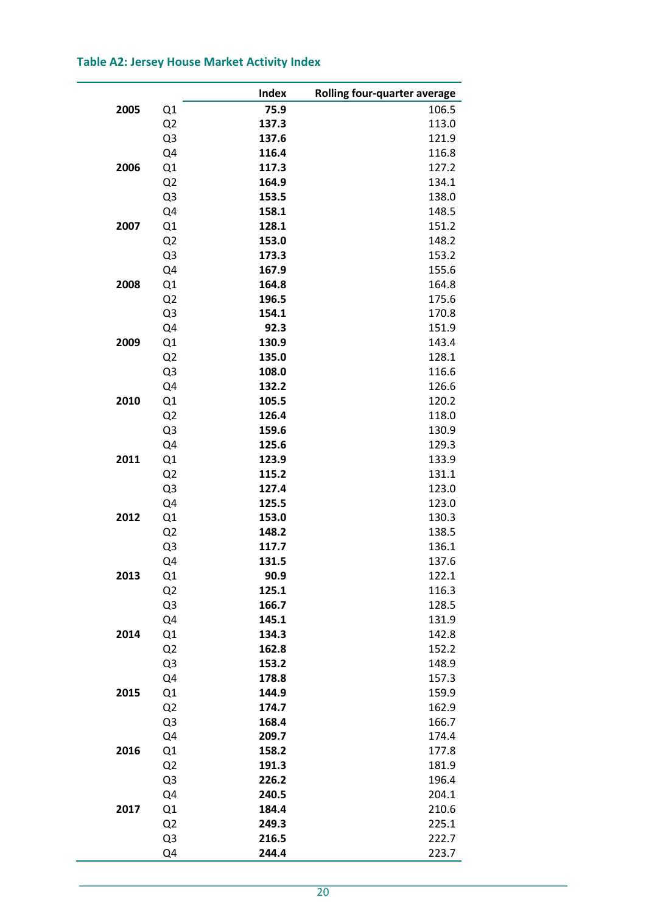### Table A2: Jersey House Market Activity Index

| | | Index | Rolling four-quarter average |
|---|---|---|---|
| **2005** | Q1 | **75.9** | 106.5 |
| | Q2 | **137.3** | 113.0 |
| | Q3 | **137.6** | 121.9 |
| | Q4 | **116.4** | 116.8 |
| **2006** | Q1 | **117.3** | 127.2 |
| | Q2 | **164.9** | 134.1 |
| | Q3 | **153.5** | 138.0 |
| | Q4 | **158.1** | 148.5 |
| **2007** | Q1 | **128.1** | 151.2 |
| | Q2 | **153.0** | 148.2 |
| | Q3 | **173.3** | 153.2 |
| | Q4 | **167.9** | 155.6 |
| **2008** | Q1 | **164.8** | 164.8 |
| | Q2 | **196.5** | 175.6 |
| | Q3 | **154.1** | 170.8 |
| | Q4 | **92.3** | 151.9 |
| **2009** | Q1 | **130.9** | 143.4 |
| | Q2 | **135.0** | 128.1 |
| | Q3 | **108.0** | 116.6 |
| | Q4 | **132.2** | 126.6 |
| **2010** | Q1 | **105.5** | 120.2 |
| | Q2 | **126.4** | 118.0 |
| | Q3 | **159.6** | 130.9 |
| | Q4 | **125.6** | 129.3 |
| **2011** | Q1 | **123.9** | 133.9 |
| | Q2 | **115.2** | 131.1 |
| | Q3 | **127.4** | 123.0 |
| | Q4 | **125.5** | 123.0 |
| **2012** | Q1 | **153.0** | 130.3 |
| | Q2 | **148.2** | 138.5 |
| | Q3 | **117.7** | 136.1 |
| | Q4 | **131.5** | 137.6 |
| **2013** | Q1 | **90.9** | 122.1 |
| | Q2 | **125.1** | 116.3 |
| | Q3 | **166.7** | 128.5 |
| | Q4 | **145.1** | 131.9 |
| **2014** | Q1 | **134.3** | 142.8 |
| | Q2 | **162.8** | 152.2 |
| | Q3 | **153.2** | 148.9 |
| | Q4 | **178.8** | 157.3 |
| **2015** | Q1 | **144.9** | 159.9 |
| | Q2 | **174.7** | 162.9 |
| | Q3 | **168.4** | 166.7 |
| | Q4 | **209.7** | 174.4 |
| **2016** | Q1 | **158.2** | 177.8 |
| | Q2 | **191.3** | 181.9 |
| | Q3 | **226.2** | 196.4 |
| | Q4 | **240.5** | 204.1 |
| **2017** | Q1 | **184.4** | 210.6 |
| | Q2 | **249.3** | 225.1 |
| | Q3 | **216.5** | 222.7 |
| | Q4 | **244.4** | 223.7 |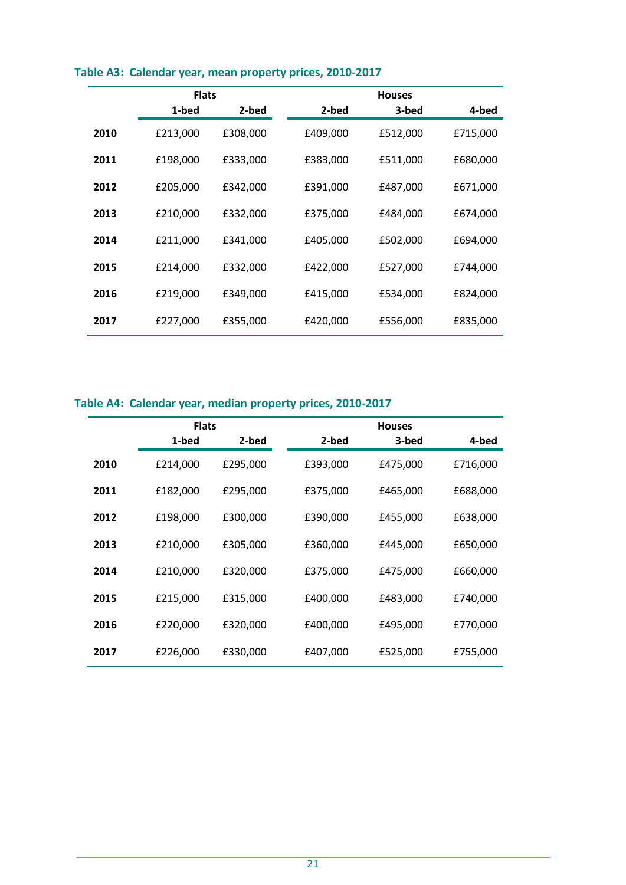**Table A3: Calendar year, mean property prices, 2010-2017**

| | Flats | | Houses | | |
|---|---|---|---|---|---|
| | 1-bed | 2-bed | 2-bed | 3-bed | 4-bed |
| **2010** | £213,000 | £308,000 | £409,000 | £512,000 | £715,000 |
| **2011** | £198,000 | £333,000 | £383,000 | £511,000 | £680,000 |
| **2012** | £205,000 | £342,000 | £391,000 | £487,000 | £671,000 |
| **2013** | £210,000 | £332,000 | £375,000 | £484,000 | £674,000 |
| **2014** | £211,000 | £341,000 | £405,000 | £502,000 | £694,000 |
| **2015** | £214,000 | £332,000 | £422,000 | £527,000 | £744,000 |
| **2016** | £219,000 | £349,000 | £415,000 | £534,000 | £824,000 |
| **2017** | £227,000 | £355,000 | £420,000 | £556,000 | £835,000 |

**Table A4: Calendar year, median property prices, 2010-2017**

| | Flats | | Houses | | |
|---|---|---|---|---|---|
| | 1-bed | 2-bed | 2-bed | 3-bed | 4-bed |
| **2010** | £214,000 | £295,000 | £393,000 | £475,000 | £716,000 |
| **2011** | £182,000 | £295,000 | £375,000 | £465,000 | £688,000 |
| **2012** | £198,000 | £300,000 | £390,000 | £455,000 | £638,000 |
| **2013** | £210,000 | £305,000 | £360,000 | £445,000 | £650,000 |
| **2014** | £210,000 | £320,000 | £375,000 | £475,000 | £660,000 |
| **2015** | £215,000 | £315,000 | £400,000 | £483,000 | £740,000 |
| **2016** | £220,000 | £320,000 | £400,000 | £495,000 | £770,000 |
| **2017** | £226,000 | £330,000 | £407,000 | £525,000 | £755,000 |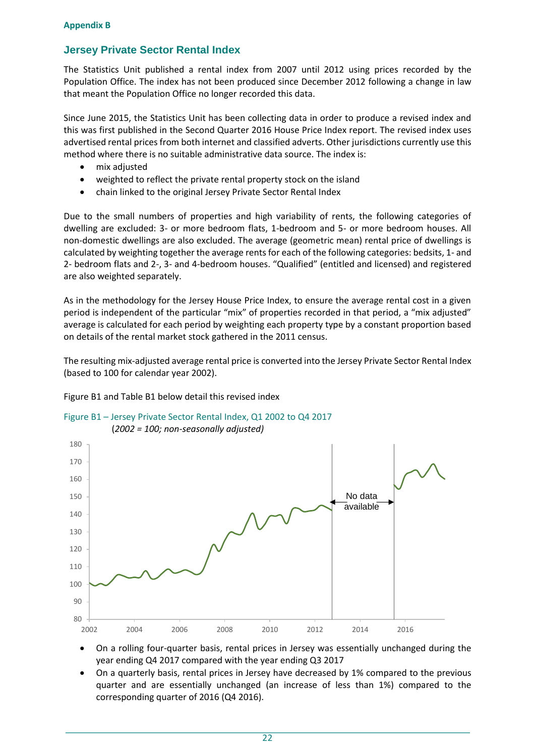**Appendix B**

## Jersey Private Sector Rental Index

The Statistics Unit published a rental index from 2007 until 2012 using prices recorded by the Population Office. The index has not been produced since December 2012 following a change in law that meant the Population Office no longer recorded this data.

Since June 2015, the Statistics Unit has been collecting data in order to produce a revised index and this was first published in the Second Quarter 2016 House Price Index report. The revised index uses advertised rental prices from both internet and classified adverts. Other jurisdictions currently use this method where there is no suitable administrative data source. The index is:

- mix adjusted
- weighted to reflect the private rental property stock on the island
- chain linked to the original Jersey Private Sector Rental Index

Due to the small numbers of properties and high variability of rents, the following categories of dwelling are excluded: 3- or more bedroom flats, 1-bedroom and 5- or more bedroom houses. All non-domestic dwellings are also excluded. The average (geometric mean) rental price of dwellings is calculated by weighting together the average rents for each of the following categories: bedsits, 1- and 2- bedroom flats and 2-, 3- and 4-bedroom houses. "Qualified" (entitled and licensed) and registered are also weighted separately.

As in the methodology for the Jersey House Price Index, to ensure the average rental cost in a given period is independent of the particular "mix" of properties recorded in that period, a "mix adjusted" average is calculated for each period by weighting each property type by a constant proportion based on details of the rental market stock gathered in the 2011 census.

The resulting mix-adjusted average rental price is converted into the Jersey Private Sector Rental Index (based to 100 for calendar year 2002).

Figure B1 and Table B1 below detail this revised index

Figure B1 – Jersey Private Sector Rental Index, Q1 2002 to Q4 2017
(*2002 = 100; non-seasonally adjusted)*

- On a rolling four-quarter basis, rental prices in Jersey was essentially unchanged during the year ending Q4 2017 compared with the year ending Q3 2017
- On a quarterly basis, rental prices in Jersey have decreased by 1% compared to the previous quarter and are essentially unchanged (an increase of less than 1%) compared to the corresponding quarter of 2016 (Q4 2016).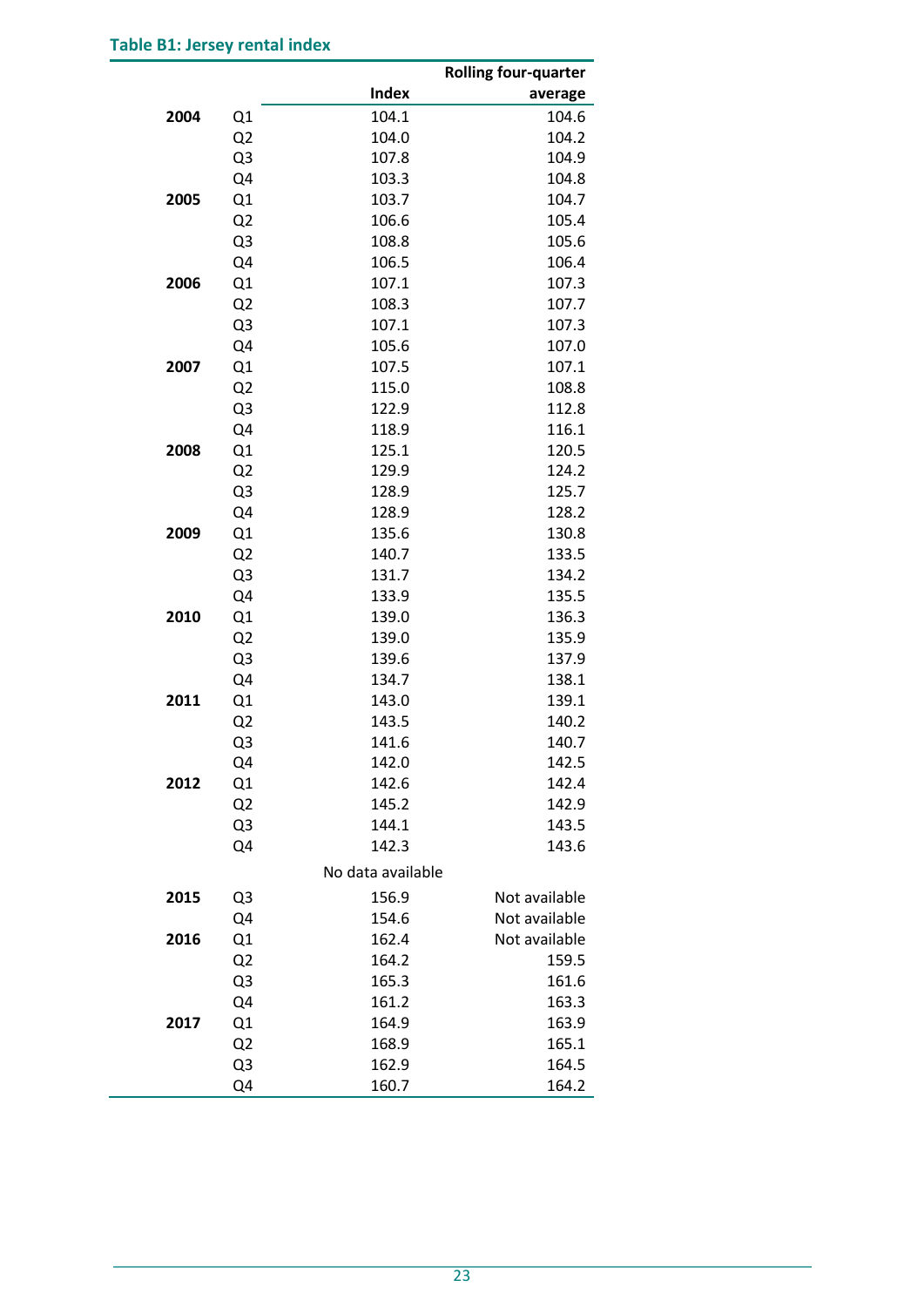**Table B1: Jersey rental index**

| | | Index | Rolling four-quarter average |
|---|---|---|---|
| **2004** | Q1 | 104.1 | 104.6 |
| | Q2 | 104.0 | 104.2 |
| | Q3 | 107.8 | 104.9 |
| | Q4 | 103.3 | 104.8 |
| **2005** | Q1 | 103.7 | 104.7 |
| | Q2 | 106.6 | 105.4 |
| | Q3 | 108.8 | 105.6 |
| | Q4 | 106.5 | 106.4 |
| **2006** | Q1 | 107.1 | 107.3 |
| | Q2 | 108.3 | 107.7 |
| | Q3 | 107.1 | 107.3 |
| | Q4 | 105.6 | 107.0 |
| **2007** | Q1 | 107.5 | 107.1 |
| | Q2 | 115.0 | 108.8 |
| | Q3 | 122.9 | 112.8 |
| | Q4 | 118.9 | 116.1 |
| **2008** | Q1 | 125.1 | 120.5 |
| | Q2 | 129.9 | 124.2 |
| | Q3 | 128.9 | 125.7 |
| | Q4 | 128.9 | 128.2 |
| **2009** | Q1 | 135.6 | 130.8 |
| | Q2 | 140.7 | 133.5 |
| | Q3 | 131.7 | 134.2 |
| | Q4 | 133.9 | 135.5 |
| **2010** | Q1 | 139.0 | 136.3 |
| | Q2 | 139.0 | 135.9 |
| | Q3 | 139.6 | 137.9 |
| | Q4 | 134.7 | 138.1 |
| **2011** | Q1 | 143.0 | 139.1 |
| | Q2 | 143.5 | 140.2 |
| | Q3 | 141.6 | 140.7 |
| | Q4 | 142.0 | 142.5 |
| **2012** | Q1 | 142.6 | 142.4 |
| | Q2 | 145.2 | 142.9 |
| | Q3 | 144.1 | 143.5 |
| | Q4 | 142.3 | 143.6 |
| | | No data available | |
| **2015** | Q3 | 156.9 | Not available |
| | Q4 | 154.6 | Not available |
| **2016** | Q1 | 162.4 | Not available |
| | Q2 | 164.2 | 159.5 |
| | Q3 | 165.3 | 161.6 |
| | Q4 | 161.2 | 163.3 |
| **2017** | Q1 | 164.9 | 163.9 |
| | Q2 | 168.9 | 165.1 |
| | Q3 | 162.9 | 164.5 |
| | Q4 | 160.7 | 164.2 |